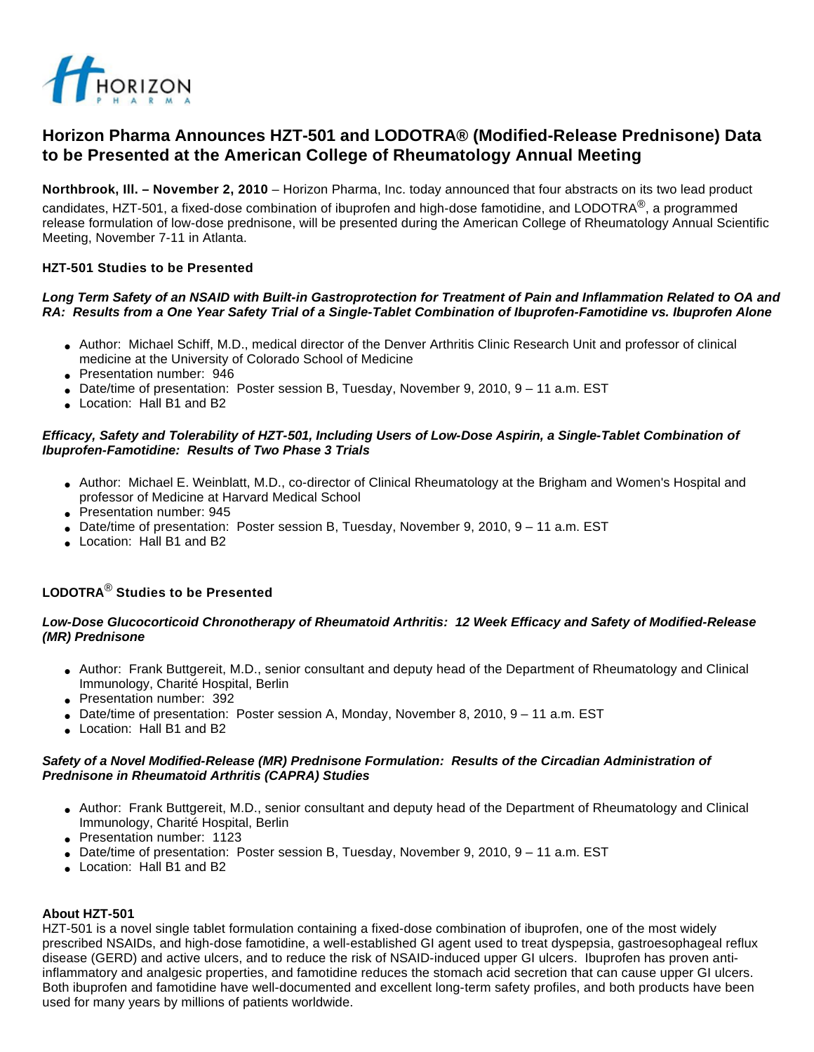# Horizon Pharma Announces HZT-501 and LODOTRA® (Modified-Release Prednisone) Data to be Presented at the American College of Rheumatology Annual Meeting

**Northbrook, Ill. – November 2, 2010** – Horizon Pharma, Inc. today announced that four abstracts on its two lead product candidates, HZT-501, a fixed-dose combination of ibuprofen and high-dose famotidine, and LODOTRA®, a programmed release formulation of low-dose prednisone, will be presented during the American College of Rheumatology Annual Scientific Meeting, November 7-11 in Atlanta.

### HZT-501 Studies to be Presented

***Long Term Safety of an NSAID with Built-in Gastroprotection for Treatment of Pain and Inflammation Related to OA and RA: Results from a One Year Safety Trial of a Single-Tablet Combination of Ibuprofen-Famotidine vs. Ibuprofen Alone***

- Author: Michael Schiff, M.D., medical director of the Denver Arthritis Clinic Research Unit and professor of clinical medicine at the University of Colorado School of Medicine
- Presentation number: 946
- Date/time of presentation: Poster session B, Tuesday, November 9, 2010, 9 – 11 a.m. EST
- Location: Hall B1 and B2

***Efficacy, Safety and Tolerability of HZT-501, Including Users of Low-Dose Aspirin, a Single-Tablet Combination of Ibuprofen-Famotidine: Results of Two Phase 3 Trials***

- Author: Michael E. Weinblatt, M.D., co-director of Clinical Rheumatology at the Brigham and Women's Hospital and professor of Medicine at Harvard Medical School
- Presentation number: 945
- Date/time of presentation: Poster session B, Tuesday, November 9, 2010, 9 – 11 a.m. EST
- Location: Hall B1 and B2

### LODOTRA® Studies to be Presented

***Low-Dose Glucocorticoid Chronotherapy of Rheumatoid Arthritis: 12 Week Efficacy and Safety of Modified-Release (MR) Prednisone***

- Author: Frank Buttgereit, M.D., senior consultant and deputy head of the Department of Rheumatology and Clinical Immunology, Charité Hospital, Berlin
- Presentation number: 392
- Date/time of presentation: Poster session A, Monday, November 8, 2010, 9 – 11 a.m. EST
- Location: Hall B1 and B2

***Safety of a Novel Modified-Release (MR) Prednisone Formulation: Results of the Circadian Administration of Prednisone in Rheumatoid Arthritis (CAPRA) Studies***

- Author: Frank Buttgereit, M.D., senior consultant and deputy head of the Department of Rheumatology and Clinical Immunology, Charité Hospital, Berlin
- Presentation number: 1123
- Date/time of presentation: Poster session B, Tuesday, November 9, 2010, 9 – 11 a.m. EST
- Location: Hall B1 and B2

### About HZT-501

HZT-501 is a novel single tablet formulation containing a fixed-dose combination of ibuprofen, one of the most widely prescribed NSAIDs, and high-dose famotidine, a well-established GI agent used to treat dyspepsia, gastroesophageal reflux disease (GERD) and active ulcers, and to reduce the risk of NSAID-induced upper GI ulcers. Ibuprofen has proven anti-inflammatory and analgesic properties, and famotidine reduces the stomach acid secretion that can cause upper GI ulcers. Both ibuprofen and famotidine have well-documented and excellent long-term safety profiles, and both products have been used for many years by millions of patients worldwide.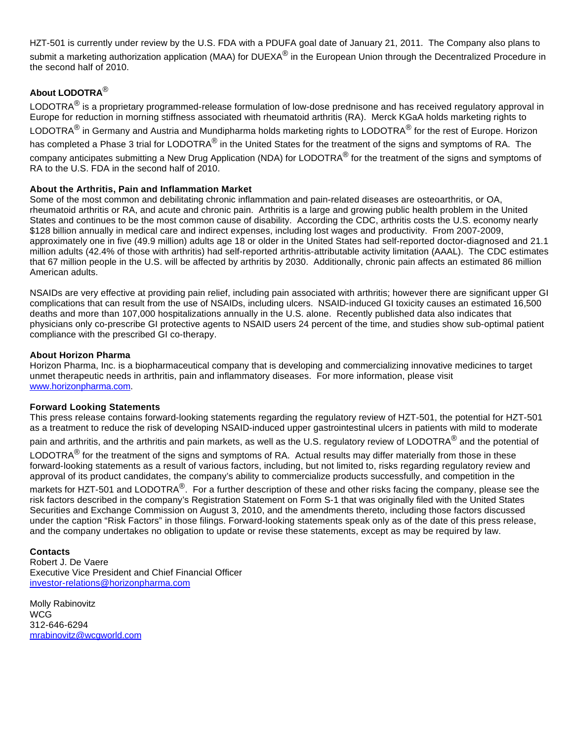HZT-501 is currently under review by the U.S. FDA with a PDUFA goal date of January 21, 2011. The Company also plans to submit a marketing authorization application (MAA) for DUEXA® in the European Union through the Decentralized Procedure in the second half of 2010.

**About LODOTRA®**

LODOTRA® is a proprietary programmed-release formulation of low-dose prednisone and has received regulatory approval in Europe for reduction in morning stiffness associated with rheumatoid arthritis (RA). Merck KGaA holds marketing rights to LODOTRA® in Germany and Austria and Mundipharma holds marketing rights to LODOTRA® for the rest of Europe. Horizon has completed a Phase 3 trial for LODOTRA® in the United States for the treatment of the signs and symptoms of RA. The company anticipates submitting a New Drug Application (NDA) for LODOTRA® for the treatment of the signs and symptoms of RA to the U.S. FDA in the second half of 2010.

**About the Arthritis, Pain and Inflammation Market**

Some of the most common and debilitating chronic inflammation and pain-related diseases are osteoarthritis, or OA, rheumatoid arthritis or RA, and acute and chronic pain. Arthritis is a large and growing public health problem in the United States and continues to be the most common cause of disability. According the CDC, arthritis costs the U.S. economy nearly $128 billion annually in medical care and indirect expenses, including lost wages and productivity. From 2007-2009, approximately one in five (49.9 million) adults age 18 or older in the United States had self-reported doctor-diagnosed and 21.1 million adults (42.4% of those with arthritis) had self-reported arthritis-attributable activity limitation (AAAL). The CDC estimates that 67 million people in the U.S. will be affected by arthritis by 2030. Additionally, chronic pain affects an estimated 86 million American adults.

NSAIDs are very effective at providing pain relief, including pain associated with arthritis; however there are significant upper GI complications that can result from the use of NSAIDs, including ulcers. NSAID-induced GI toxicity causes an estimated 16,500 deaths and more than 107,000 hospitalizations annually in the U.S. alone. Recently published data also indicates that physicians only co-prescribe GI protective agents to NSAID users 24 percent of the time, and studies show sub-optimal patient compliance with the prescribed GI co-therapy.

**About Horizon Pharma**

Horizon Pharma, Inc. is a biopharmaceutical company that is developing and commercializing innovative medicines to target unmet therapeutic needs in arthritis, pain and inflammatory diseases. For more information, please visit www.horizonpharma.com.

**Forward Looking Statements**

This press release contains forward-looking statements regarding the regulatory review of HZT-501, the potential for HZT-501 as a treatment to reduce the risk of developing NSAID-induced upper gastrointestinal ulcers in patients with mild to moderate pain and arthritis, and the arthritis and pain markets, as well as the U.S. regulatory review of LODOTRA® and the potential of LODOTRA® for the treatment of the signs and symptoms of RA. Actual results may differ materially from those in these forward-looking statements as a result of various factors, including, but not limited to, risks regarding regulatory review and approval of its product candidates, the company's ability to commercialize products successfully, and competition in the markets for HZT-501 and LODOTRA®. For a further description of these and other risks facing the company, please see the risk factors described in the company's Registration Statement on Form S-1 that was originally filed with the United States Securities and Exchange Commission on August 3, 2010, and the amendments thereto, including those factors discussed under the caption "Risk Factors" in those filings. Forward-looking statements speak only as of the date of this press release, and the company undertakes no obligation to update or revise these statements, except as may be required by law.

**Contacts**

Robert J. De Vaere
Executive Vice President and Chief Financial Officer
investor-relations@horizonpharma.com

Molly Rabinovitz
WCG
312-646-6294
mrabinovitz@wcgworld.com